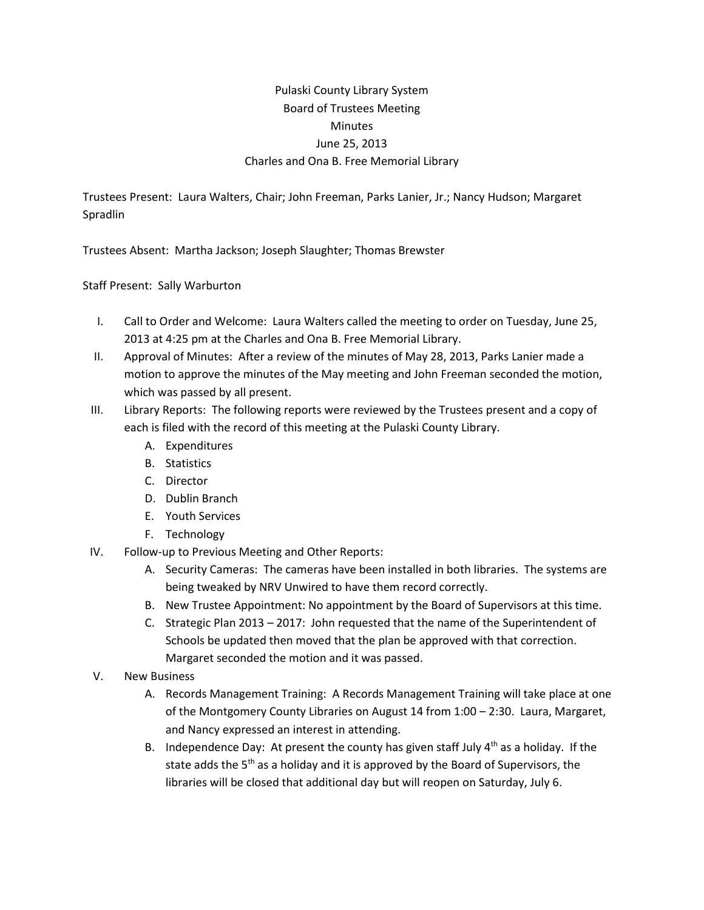# Pulaski County Library System

## Board of Trustees Meeting

## Minutes

## June 25, 2013

## Charles and Ona B. Free Memorial Library

Trustees Present: Laura Walters, Chair; John Freeman, Parks Lanier, Jr.; Nancy Hudson; Margaret Spradlin

Trustees Absent: Martha Jackson; Joseph Slaughter; Thomas Brewster

Staff Present: Sally Warburton

I. Call to Order and Welcome: Laura Walters called the meeting to order on Tuesday, June 25, 2013 at 4:25 pm at the Charles and Ona B. Free Memorial Library.

II. Approval of Minutes: After a review of the minutes of May 28, 2013, Parks Lanier made a motion to approve the minutes of the May meeting and John Freeman seconded the motion, which was passed by all present.

III. Library Reports: The following reports were reviewed by the Trustees present and a copy of each is filed with the record of this meeting at the Pulaski County Library.
   - A. Expenditures
   - B. Statistics
   - C. Director
   - D. Dublin Branch
   - E. Youth Services
   - F. Technology

IV. Follow-up to Previous Meeting and Other Reports:
   - A. Security Cameras: The cameras have been installed in both libraries. The systems are being tweaked by NRV Unwired to have them record correctly.
   - B. New Trustee Appointment: No appointment by the Board of Supervisors at this time.
   - C. Strategic Plan 2013 – 2017: John requested that the name of the Superintendent of Schools be updated then moved that the plan be approved with that correction. Margaret seconded the motion and it was passed.

V. New Business
   - A. Records Management Training: A Records Management Training will take place at one of the Montgomery County Libraries on August 14 from 1:00 – 2:30. Laura, Margaret, and Nancy expressed an interest in attending.
   - B. Independence Day: At present the county has given staff July 4th as a holiday. If the state adds the 5th as a holiday and it is approved by the Board of Supervisors, the libraries will be closed that additional day but will reopen on Saturday, July 6.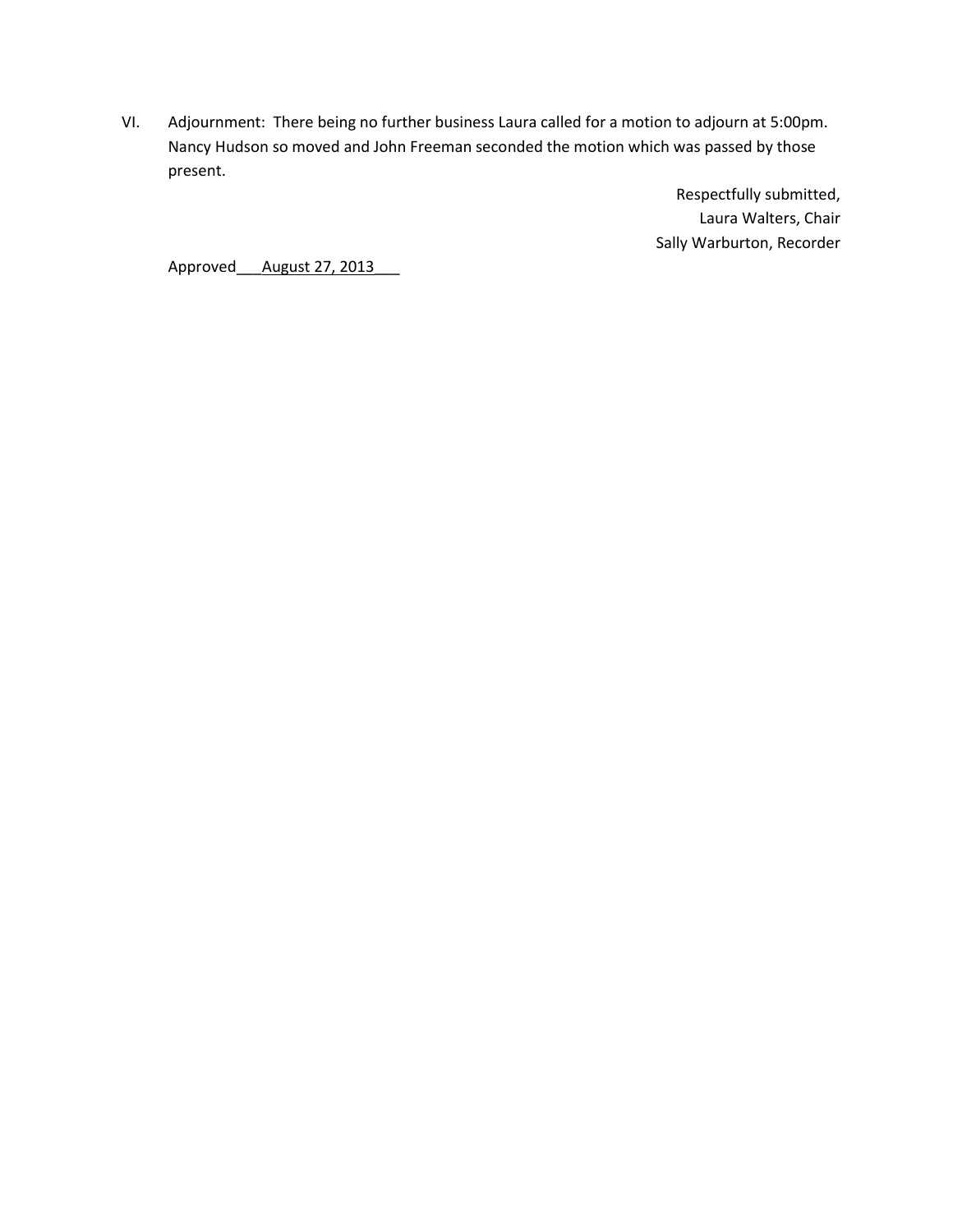VI. Adjournment: There being no further business Laura called for a motion to adjourn at 5:00pm. Nancy Hudson so moved and John Freeman seconded the motion which was passed by those present.

Respectfully submitted,
Laura Walters, Chair
Sally Warburton, Recorder

Approved___August 27, 2013___